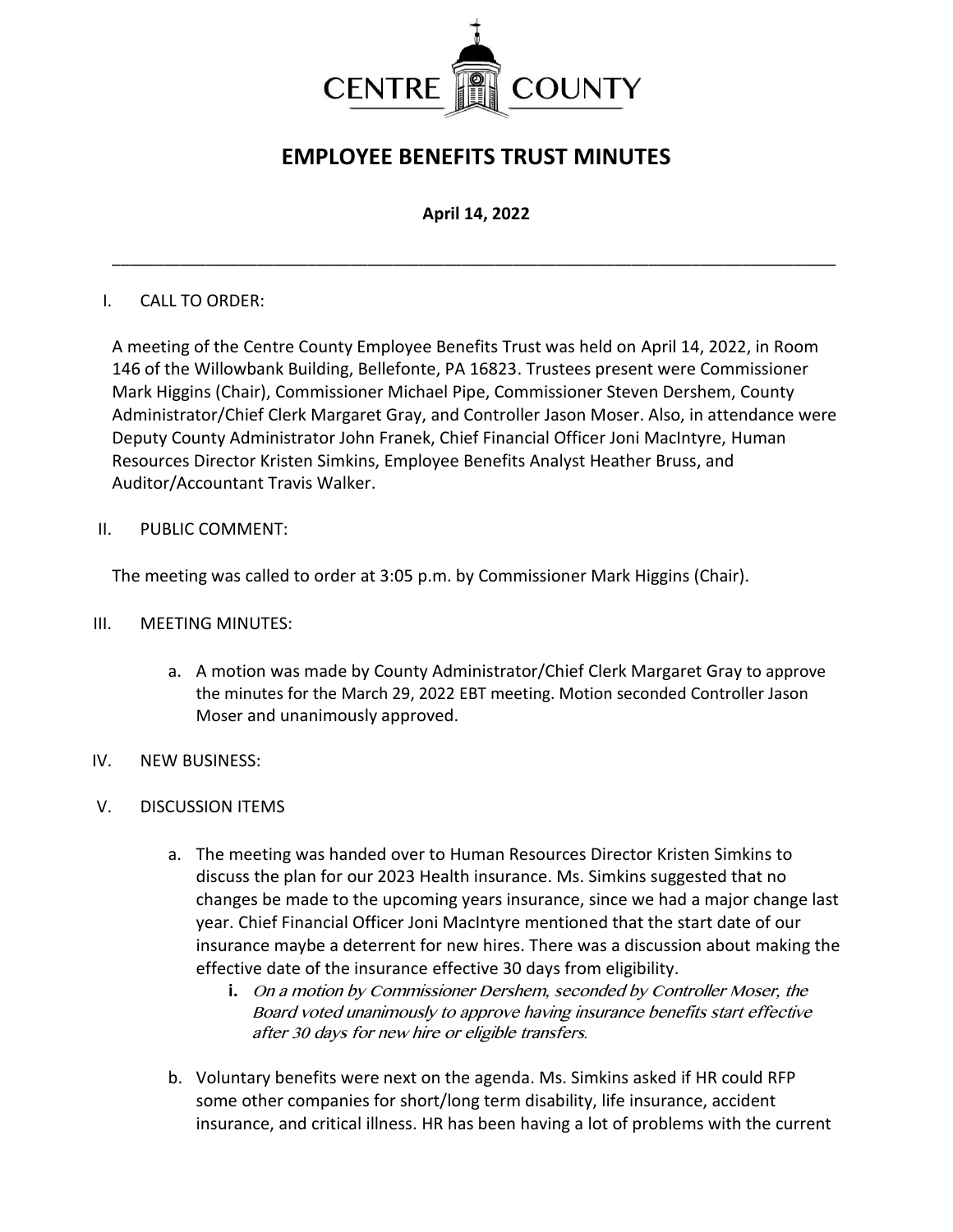CENTRE COUNTY

# EMPLOYEE BENEFITS TRUST MINUTES

**April 14, 2022**

---

I. CALL TO ORDER:

A meeting of the Centre County Employee Benefits Trust was held on April 14, 2022, in Room 146 of the Willowbank Building, Bellefonte, PA 16823. Trustees present were Commissioner Mark Higgins (Chair), Commissioner Michael Pipe, Commissioner Steven Dershem, County Administrator/Chief Clerk Margaret Gray, and Controller Jason Moser. Also, in attendance were Deputy County Administrator John Franek, Chief Financial Officer Joni MacIntyre, Human Resources Director Kristen Simkins, Employee Benefits Analyst Heather Bruss, and Auditor/Accountant Travis Walker.

II. PUBLIC COMMENT:

The meeting was called to order at 3:05 p.m. by Commissioner Mark Higgins (Chair).

III. MEETING MINUTES:

a. A motion was made by County Administrator/Chief Clerk Margaret Gray to approve the minutes for the March 29, 2022 EBT meeting. Motion seconded Controller Jason Moser and unanimously approved.

IV. NEW BUSINESS:

V. DISCUSSION ITEMS

a. The meeting was handed over to Human Resources Director Kristen Simkins to discuss the plan for our 2023 Health insurance. Ms. Simkins suggested that no changes be made to the upcoming years insurance, since we had a major change last year. Chief Financial Officer Joni MacIntyre mentioned that the start date of our insurance maybe a deterrent for new hires. There was a discussion about making the effective date of the insurance effective 30 days from eligibility.

   **i.** *On a motion by Commissioner Dershem, seconded by Controller Moser, the Board voted unanimously to approve having insurance benefits start effective after 30 days for new hire or eligible transfers.*

b. Voluntary benefits were next on the agenda. Ms. Simkins asked if HR could RFP some other companies for short/long term disability, life insurance, accident insurance, and critical illness. HR has been having a lot of problems with the current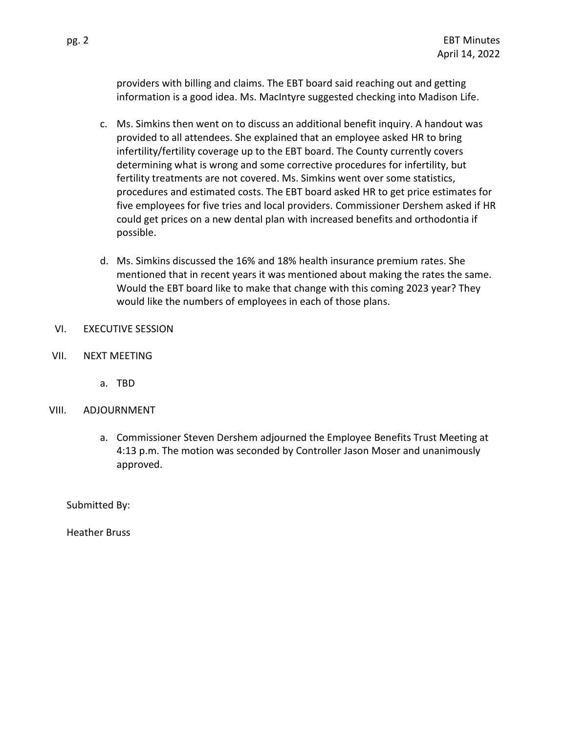providers with billing and claims. The EBT board said reaching out and getting information is a good idea. Ms. MacIntyre suggested checking into Madison Life.

c. Ms. Simkins then went on to discuss an additional benefit inquiry. A handout was provided to all attendees. She explained that an employee asked HR to bring infertility/fertility coverage up to the EBT board. The County currently covers determining what is wrong and some corrective procedures for infertility, but fertility treatments are not covered. Ms. Simkins went over some statistics, procedures and estimated costs. The EBT board asked HR to get price estimates for five employees for five tries and local providers. Commissioner Dershem asked if HR could get prices on a new dental plan with increased benefits and orthodontia if possible.

d. Ms. Simkins discussed the 16% and 18% health insurance premium rates. She mentioned that in recent years it was mentioned about making the rates the same. Would the EBT board like to make that change with this coming 2023 year? They would like the numbers of employees in each of those plans.

VI. EXECUTIVE SESSION

VII. NEXT MEETING

a. TBD

VIII. ADJOURNMENT

a. Commissioner Steven Dershem adjourned the Employee Benefits Trust Meeting at 4:13 p.m. The motion was seconded by Controller Jason Moser and unanimously approved.

Submitted By:

Heather Bruss